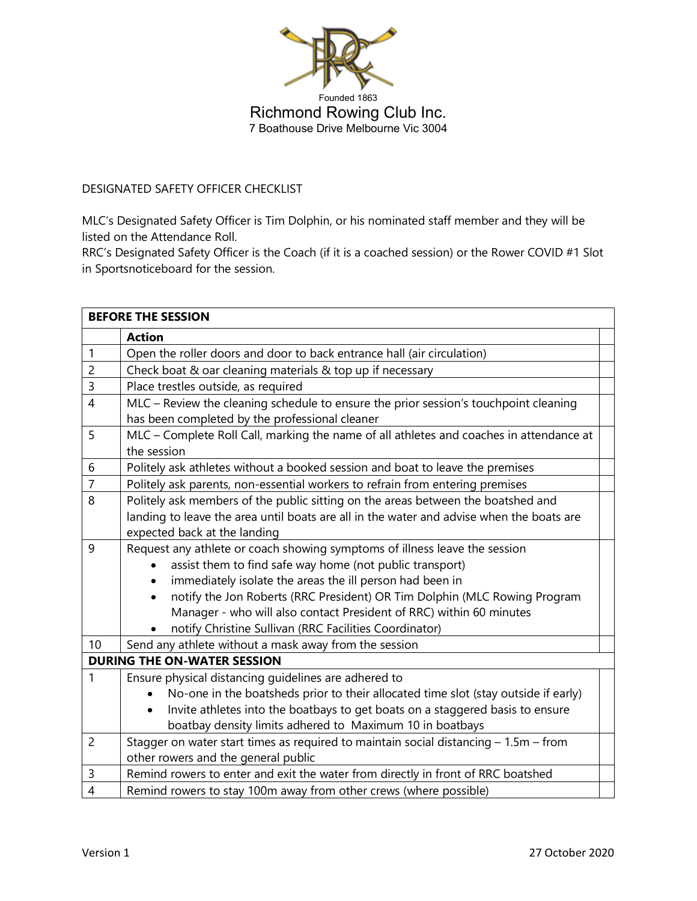Founded 1863
Richmond Rowing Club Inc.
7 Boathouse Drive Melbourne Vic 3004

DESIGNATED SAFETY OFFICER CHECKLIST

MLC's Designated Safety Officer is Tim Dolphin, or his nominated staff member and they will be listed on the Attendance Roll.
RRC's Designated Safety Officer is the Coach (if it is a coached session) or the Rower COVID #1 Slot in Sportsnoticeboard for the session.

| **BEFORE THE SESSION** | | |
|---|---|---|
| | **Action** | |
| 1 | Open the roller doors and door to back entrance hall (air circulation) | |
| 2 | Check boat & oar cleaning materials & top up if necessary | |
| 3 | Place trestles outside, as required | |
| 4 | MLC – Review the cleaning schedule to ensure the prior session's touchpoint cleaning has been completed by the professional cleaner | |
| 5 | MLC – Complete Roll Call, marking the name of all athletes and coaches in attendance at the session | |
| 6 | Politely ask athletes without a booked session and boat to leave the premises | |
| 7 | Politely ask parents, non-essential workers to refrain from entering premises | |
| 8 | Politely ask members of the public sitting on the areas between the boatshed and landing to leave the area until boats are all in the water and advise when the boats are expected back at the landing | |
| 9 | Request any athlete or coach showing symptoms of illness leave the session<br>• assist them to find safe way home (not public transport)<br>• immediately isolate the areas the ill person had been in<br>• notify the Jon Roberts (RRC President) OR Tim Dolphin (MLC Rowing Program Manager - who will also contact President of RRC) within 60 minutes<br>• notify Christine Sullivan (RRC Facilities Coordinator) | |
| 10 | Send any athlete without a mask away from the session | |
| **DURING THE ON-WATER SESSION** | | |
| 1 | Ensure physical distancing guidelines are adhered to<br>• No-one in the boatsheds prior to their allocated time slot (stay outside if early)<br>• Invite athletes into the boatbays to get boats on a staggered basis to ensure boatbay density limits adhered to Maximum 10 in boatbays | |
| 2 | Stagger on water start times as required to maintain social distancing – 1.5m – from other rowers and the general public | |
| 3 | Remind rowers to enter and exit the water from directly in front of RRC boatshed | |
| 4 | Remind rowers to stay 100m away from other crews (where possible) | |

Version 1 27 October 2020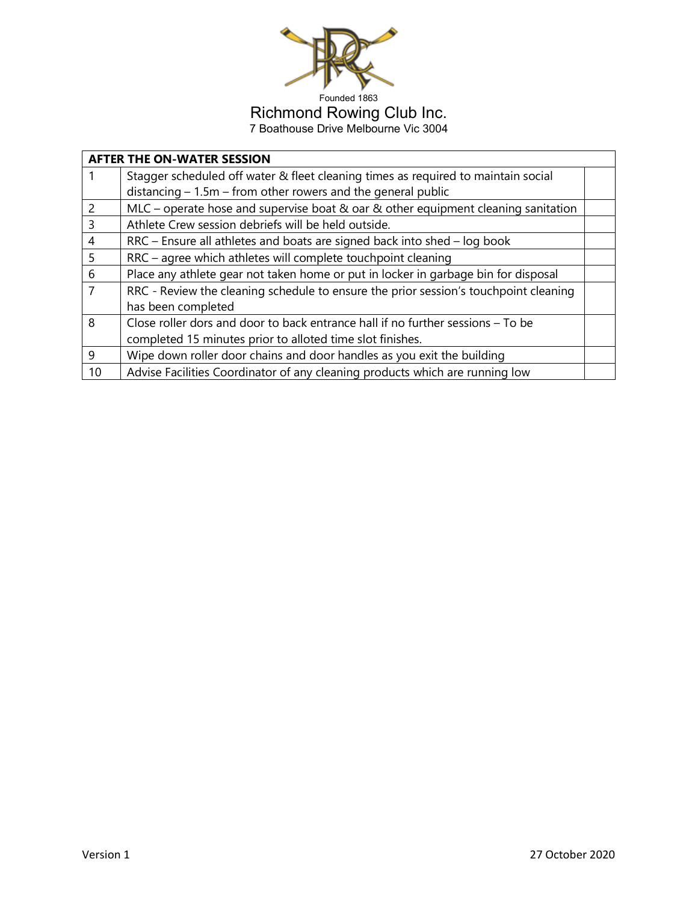Founded 1863
Richmond Rowing Club Inc.
7 Boathouse Drive Melbourne Vic 3004

| AFTER THE ON-WATER SESSION | | |
|---|---|---|
| 1 | Stagger scheduled off water & fleet cleaning times as required to maintain social distancing – 1.5m – from other rowers and the general public | |
| 2 | MLC – operate hose and supervise boat & oar & other equipment cleaning sanitation | |
| 3 | Athlete Crew session debriefs will be held outside. | |
| 4 | RRC – Ensure all athletes and boats are signed back into shed – log book | |
| 5 | RRC – agree which athletes will complete touchpoint cleaning | |
| 6 | Place any athlete gear not taken home or put in locker in garbage bin for disposal | |
| 7 | RRC - Review the cleaning schedule to ensure the prior session's touchpoint cleaning has been completed | |
| 8 | Close roller dors and door to back entrance hall if no further sessions – To be completed 15 minutes prior to alloted time slot finishes. | |
| 9 | Wipe down roller door chains and door handles as you exit the building | |
| 10 | Advise Facilities Coordinator of any cleaning products which are running low | |

Version 1 27 October 2020